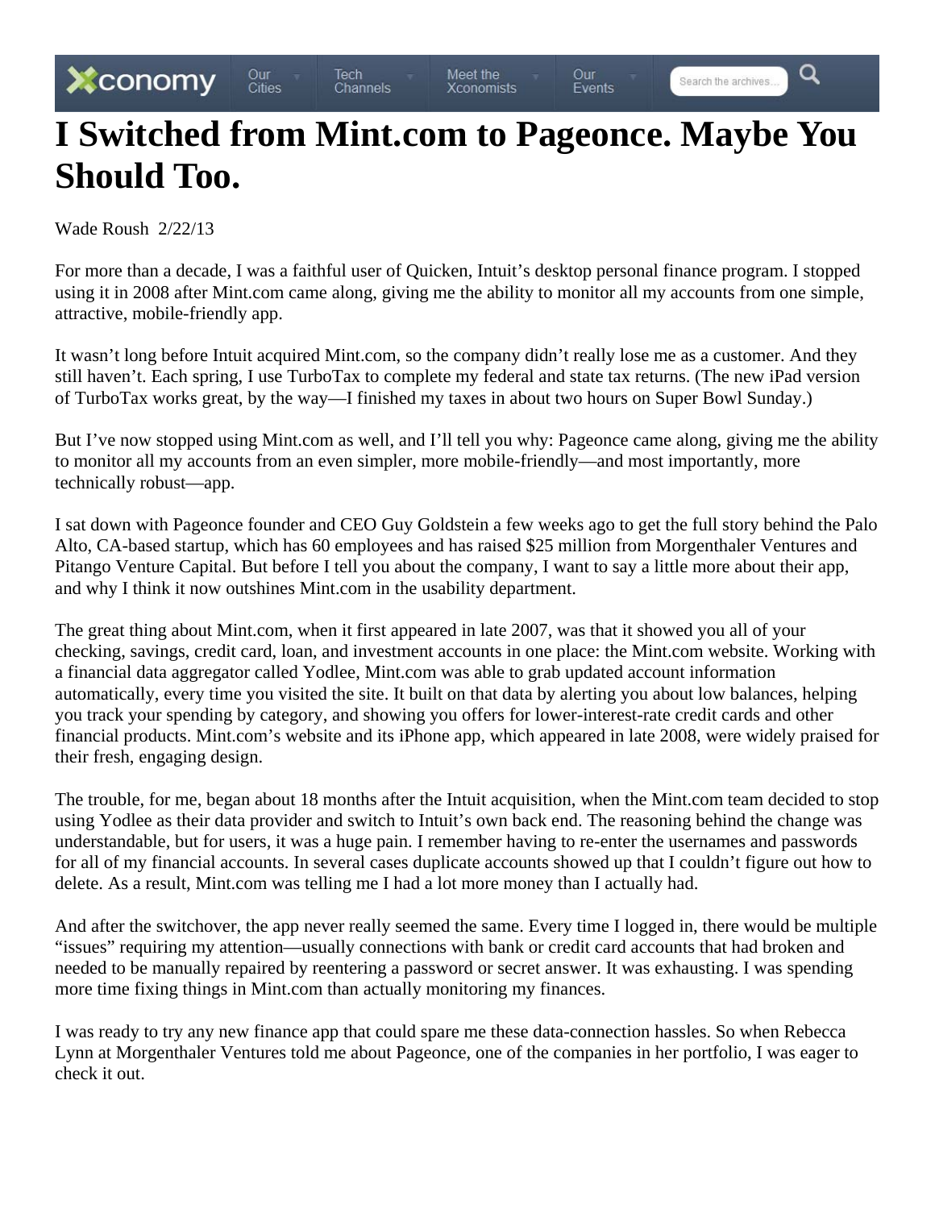# I Switched from Mint.com to Pageonce. Maybe You Should Too.

Wade Roush 2/22/13

For more than a decade, I was a faithful user of Quicken, Intuit's desktop personal finance program. I stopped using it in 2008 after Mint.com came along, giving me the ability to monitor all my accounts from one simple, attractive, mobile-friendly app.

It wasn't long before Intuit acquired Mint.com, so the company didn't really lose me as a customer. And they still haven't. Each spring, I use TurboTax to complete my federal and state tax returns. (The new iPad version of TurboTax works great, by the way—I finished my taxes in about two hours on Super Bowl Sunday.)

But I've now stopped using Mint.com as well, and I'll tell you why: Pageonce came along, giving me the ability to monitor all my accounts from an even simpler, more mobile-friendly—and most importantly, more technically robust—app.

I sat down with Pageonce founder and CEO Guy Goldstein a few weeks ago to get the full story behind the Palo Alto, CA-based startup, which has 60 employees and has raised $25 million from Morgenthaler Ventures and Pitango Venture Capital. But before I tell you about the company, I want to say a little more about their app, and why I think it now outshines Mint.com in the usability department.

The great thing about Mint.com, when it first appeared in late 2007, was that it showed you all of your checking, savings, credit card, loan, and investment accounts in one place: the Mint.com website. Working with a financial data aggregator called Yodlee, Mint.com was able to grab updated account information automatically, every time you visited the site. It built on that data by alerting you about low balances, helping you track your spending by category, and showing you offers for lower-interest-rate credit cards and other financial products. Mint.com's website and its iPhone app, which appeared in late 2008, were widely praised for their fresh, engaging design.

The trouble, for me, began about 18 months after the Intuit acquisition, when the Mint.com team decided to stop using Yodlee as their data provider and switch to Intuit's own back end. The reasoning behind the change was understandable, but for users, it was a huge pain. I remember having to re-enter the usernames and passwords for all of my financial accounts. In several cases duplicate accounts showed up that I couldn't figure out how to delete. As a result, Mint.com was telling me I had a lot more money than I actually had.

And after the switchover, the app never really seemed the same. Every time I logged in, there would be multiple "issues" requiring my attention—usually connections with bank or credit card accounts that had broken and needed to be manually repaired by reentering a password or secret answer. It was exhausting. I was spending more time fixing things in Mint.com than actually monitoring my finances.

I was ready to try any new finance app that could spare me these data-connection hassles. So when Rebecca Lynn at Morgenthaler Ventures told me about Pageonce, one of the companies in her portfolio, I was eager to check it out.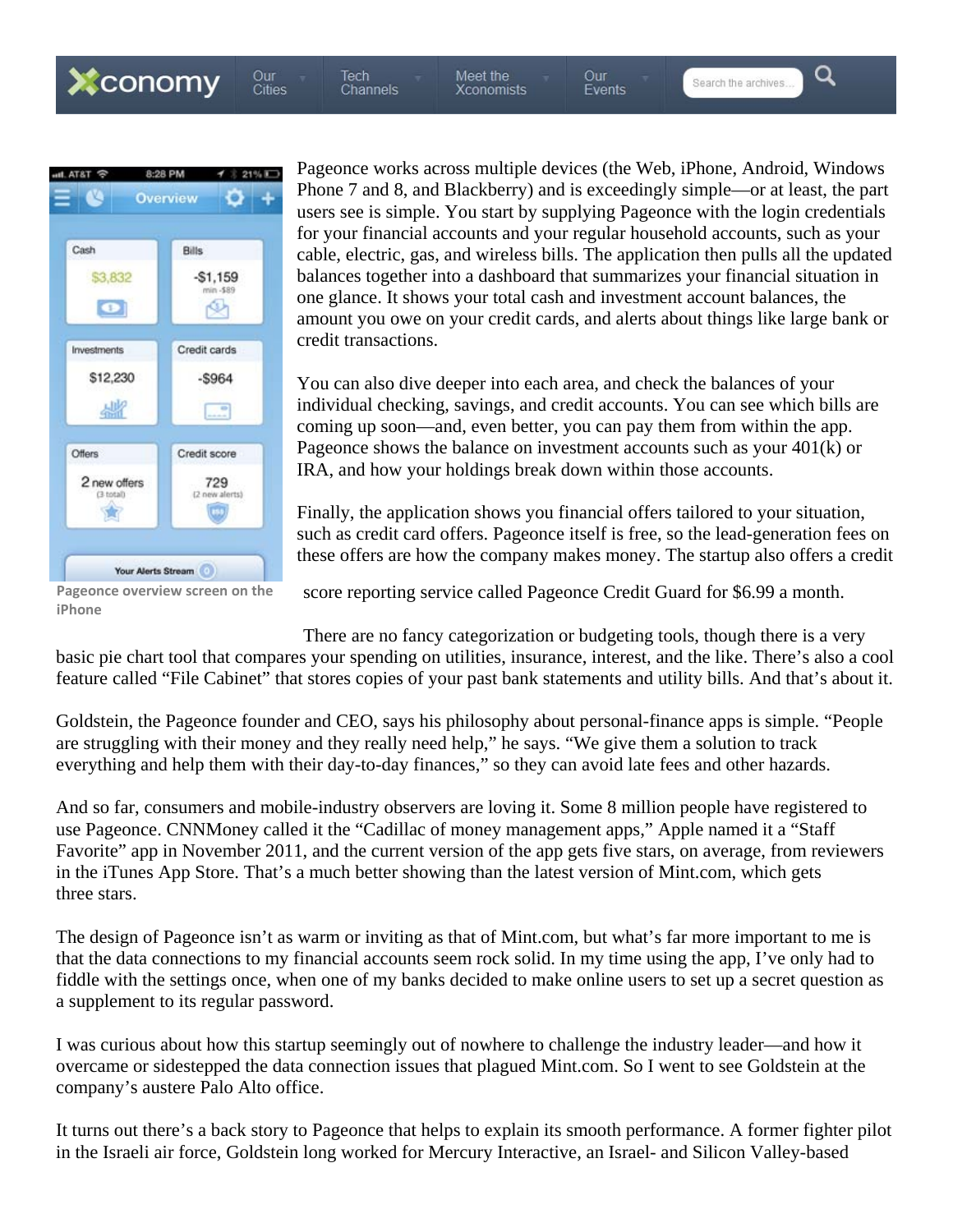Pageonce works across multiple devices (the Web, iPhone, Android, Windows Phone 7 and 8, and Blackberry) and is exceedingly simple—or at least, the part users see is simple. You start by supplying Pageonce with the login credentials for your financial accounts and your regular household accounts, such as your cable, electric, gas, and wireless bills. The application then pulls all the updated balances together into a dashboard that summarizes your financial situation in one glance. It shows your total cash and investment account balances, the amount you owe on your credit cards, and alerts about things like large bank or credit transactions.

You can also dive deeper into each area, and check the balances of your individual checking, savings, and credit accounts. You can see which bills are coming up soon—and, even better, you can pay them from within the app. Pageonce shows the balance on investment accounts such as your 401(k) or IRA, and how your holdings break down within those accounts.

Finally, the application shows you financial offers tailored to your situation, such as credit card offers. Pageonce itself is free, so the lead-generation fees on these offers are how the company makes money. The startup also offers a credit score reporting service called Pageonce Credit Guard for $6.99 a month.

Pageonce overview screen on the iPhone

There are no fancy categorization or budgeting tools, though there is a very basic pie chart tool that compares your spending on utilities, insurance, interest, and the like. There's also a cool feature called "File Cabinet" that stores copies of your past bank statements and utility bills. And that's about it.

Goldstein, the Pageonce founder and CEO, says his philosophy about personal-finance apps is simple. "People are struggling with their money and they really need help," he says. "We give them a solution to track everything and help them with their day-to-day finances," so they can avoid late fees and other hazards.

And so far, consumers and mobile-industry observers are loving it. Some 8 million people have registered to use Pageonce. CNNMoney called it the "Cadillac of money management apps," Apple named it a "Staff Favorite" app in November 2011, and the current version of the app gets five stars, on average, from reviewers in the iTunes App Store. That's a much better showing than the latest version of Mint.com, which gets three stars.

The design of Pageonce isn't as warm or inviting as that of Mint.com, but what's far more important to me is that the data connections to my financial accounts seem rock solid. In my time using the app, I've only had to fiddle with the settings once, when one of my banks decided to make online users to set up a secret question as a supplement to its regular password.

I was curious about how this startup seemingly out of nowhere to challenge the industry leader—and how it overcame or sidestepped the data connection issues that plagued Mint.com. So I went to see Goldstein at the company's austere Palo Alto office.

It turns out there's a back story to Pageonce that helps to explain its smooth performance. A former fighter pilot in the Israeli air force, Goldstein long worked for Mercury Interactive, an Israel- and Silicon Valley-based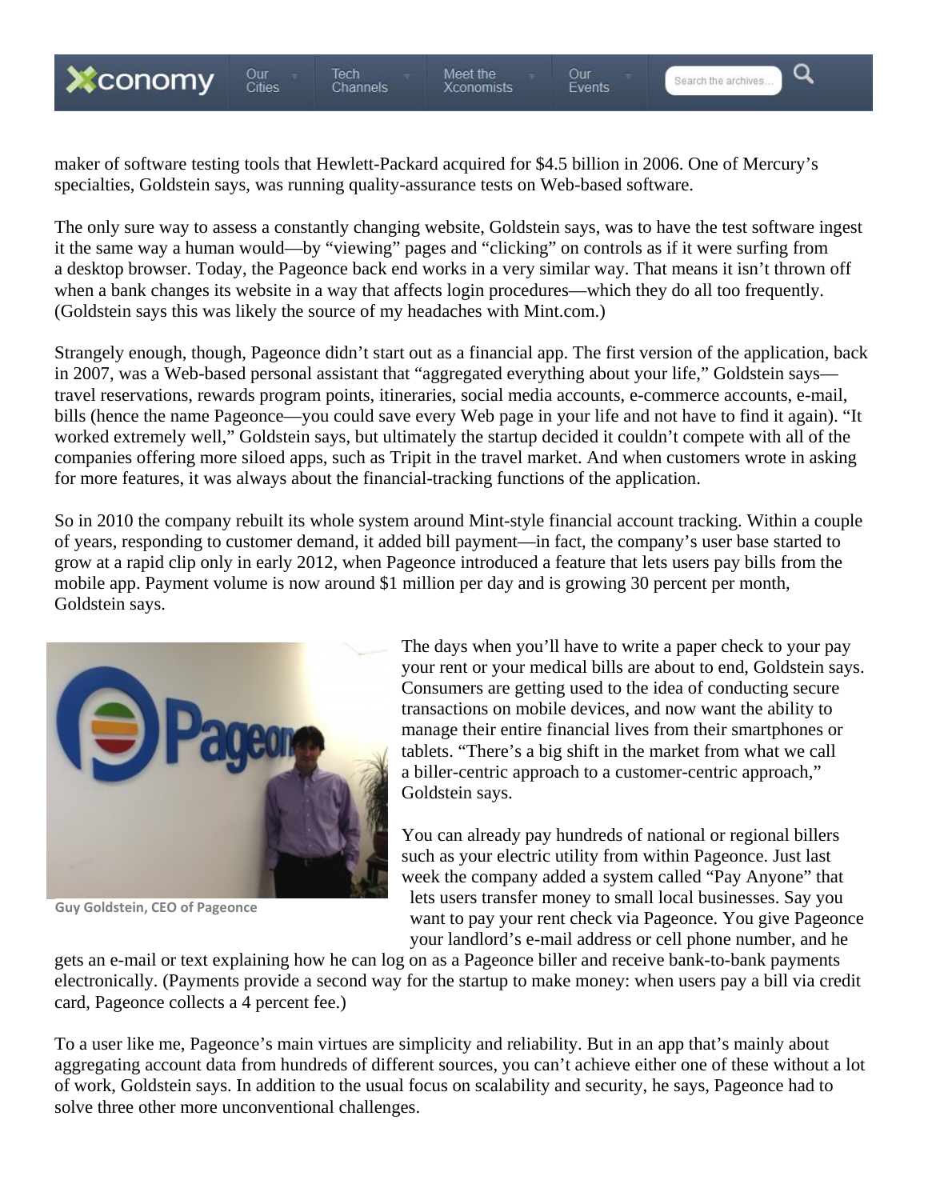maker of software testing tools that Hewlett-Packard acquired for $4.5 billion in 2006. One of Mercury's specialties, Goldstein says, was running quality-assurance tests on Web-based software.

The only sure way to assess a constantly changing website, Goldstein says, was to have the test software ingest it the same way a human would—by "viewing" pages and "clicking" on controls as if it were surfing from a desktop browser. Today, the Pageonce back end works in a very similar way. That means it isn't thrown off when a bank changes its website in a way that affects login procedures—which they do all too frequently. (Goldstein says this was likely the source of my headaches with Mint.com.)

Strangely enough, though, Pageonce didn't start out as a financial app. The first version of the application, back in 2007, was a Web-based personal assistant that "aggregated everything about your life," Goldstein says—travel reservations, rewards program points, itineraries, social media accounts, e-commerce accounts, e-mail, bills (hence the name Pageonce—you could save every Web page in your life and not have to find it again). "It worked extremely well," Goldstein says, but ultimately the startup decided it couldn't compete with all of the companies offering more siloed apps, such as Tripit in the travel market. And when customers wrote in asking for more features, it was always about the financial-tracking functions of the application.

So in 2010 the company rebuilt its whole system around Mint-style financial account tracking. Within a couple of years, responding to customer demand, it added bill payment—in fact, the company's user base started to grow at a rapid clip only in early 2012, when Pageonce introduced a feature that lets users pay bills from the mobile app. Payment volume is now around $1 million per day and is growing 30 percent per month, Goldstein says.

Guy Goldstein, CEO of Pageonce

The days when you'll have to write a paper check to your pay your rent or your medical bills are about to end, Goldstein says. Consumers are getting used to the idea of conducting secure transactions on mobile devices, and now want the ability to manage their entire financial lives from their smartphones or tablets. "There's a big shift in the market from what we call a biller-centric approach to a customer-centric approach," Goldstein says.

You can already pay hundreds of national or regional billers such as your electric utility from within Pageonce. Just last week the company added a system called "Pay Anyone" that lets users transfer money to small local businesses. Say you want to pay your rent check via Pageonce. You give Pageonce your landlord's e-mail address or cell phone number, and he gets an e-mail or text explaining how he can log on as a Pageonce biller and receive bank-to-bank payments electronically. (Payments provide a second way for the startup to make money: when users pay a bill via credit card, Pageonce collects a 4 percent fee.)

To a user like me, Pageonce's main virtues are simplicity and reliability. But in an app that's mainly about aggregating account data from hundreds of different sources, you can't achieve either one of these without a lot of work, Goldstein says. In addition to the usual focus on scalability and security, he says, Pageonce had to solve three other more unconventional challenges.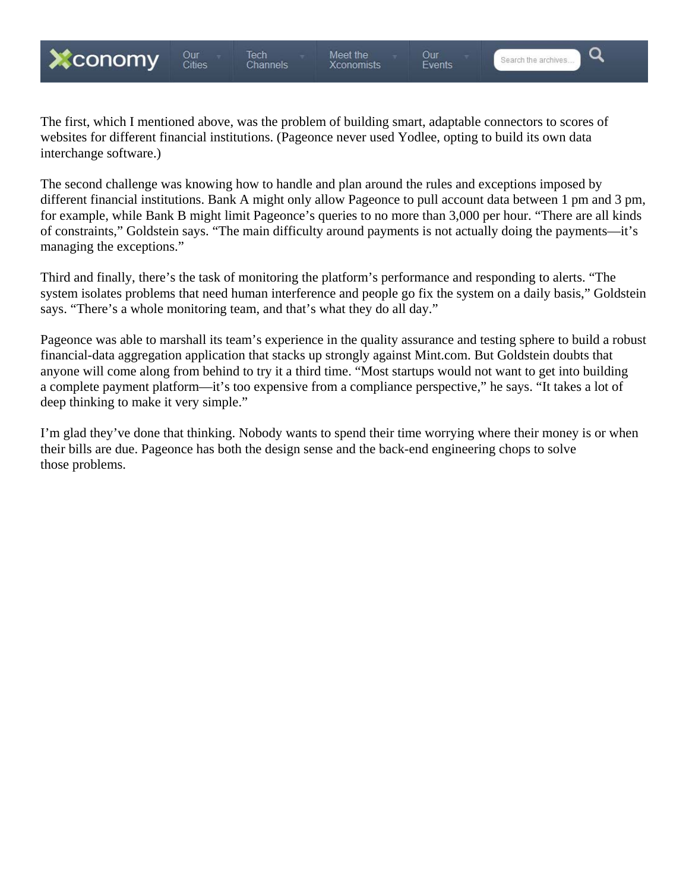The first, which I mentioned above, was the problem of building smart, adaptable connectors to scores of websites for different financial institutions. (Pageonce never used Yodlee, opting to build its own data interchange software.)

The second challenge was knowing how to handle and plan around the rules and exceptions imposed by different financial institutions. Bank A might only allow Pageonce to pull account data between 1 pm and 3 pm, for example, while Bank B might limit Pageonce's queries to no more than 3,000 per hour. "There are all kinds of constraints," Goldstein says. "The main difficulty around payments is not actually doing the payments—it's managing the exceptions."

Third and finally, there's the task of monitoring the platform's performance and responding to alerts. "The system isolates problems that need human interference and people go fix the system on a daily basis," Goldstein says. "There's a whole monitoring team, and that's what they do all day."

Pageonce was able to marshall its team's experience in the quality assurance and testing sphere to build a robust financial-data aggregation application that stacks up strongly against Mint.com. But Goldstein doubts that anyone will come along from behind to try it a third time. "Most startups would not want to get into building a complete payment platform—it's too expensive from a compliance perspective," he says. "It takes a lot of deep thinking to make it very simple."

I'm glad they've done that thinking. Nobody wants to spend their time worrying where their money is or when their bills are due. Pageonce has both the design sense and the back-end engineering chops to solve those problems.